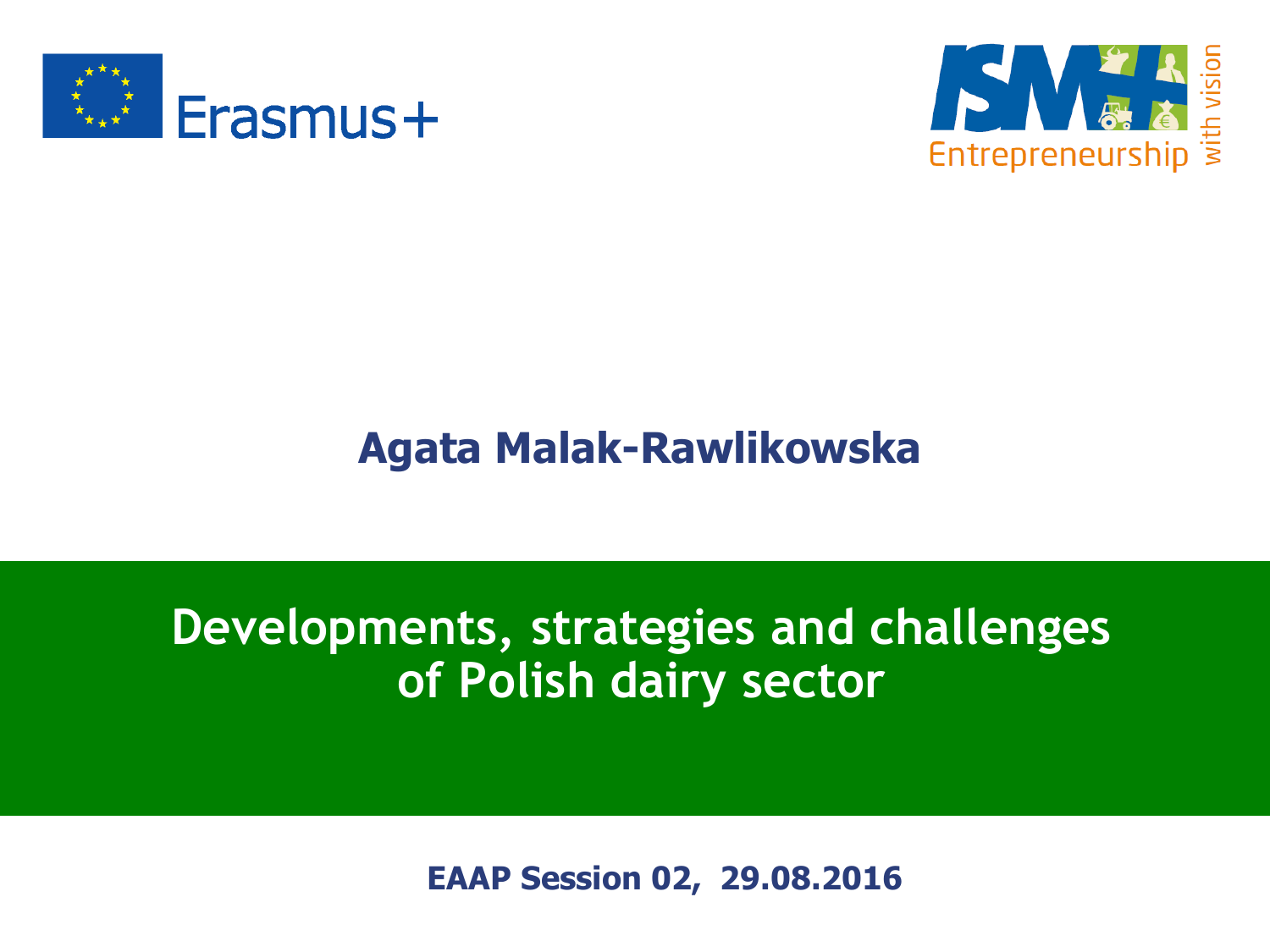Erasmus+

ISM+ Entrepreneurship with vision

**Agata Malak-Rawlikowska**

# Developments, strategies and challenges of Polish dairy sector

**EAAP Session 02, 29.08.2016**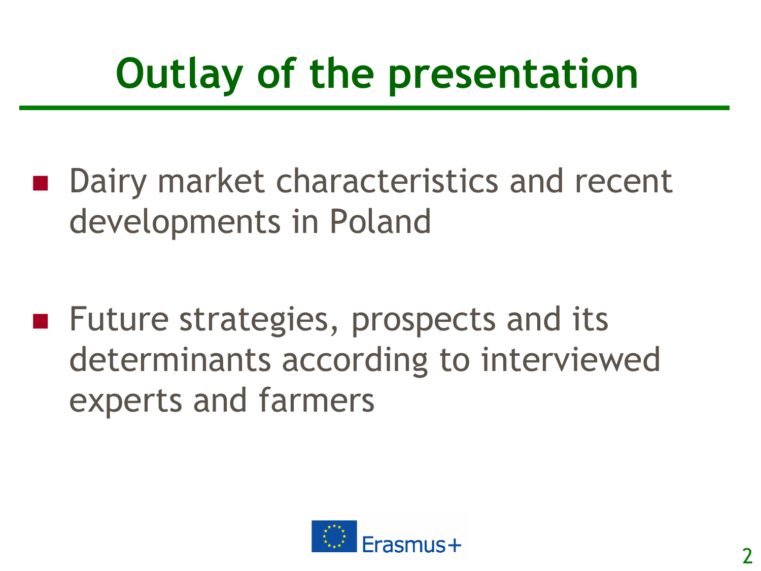# Outlay of the presentation

- Dairy market characteristics and recent developments in Poland

- Future strategies, prospects and its determinants according to interviewed experts and farmers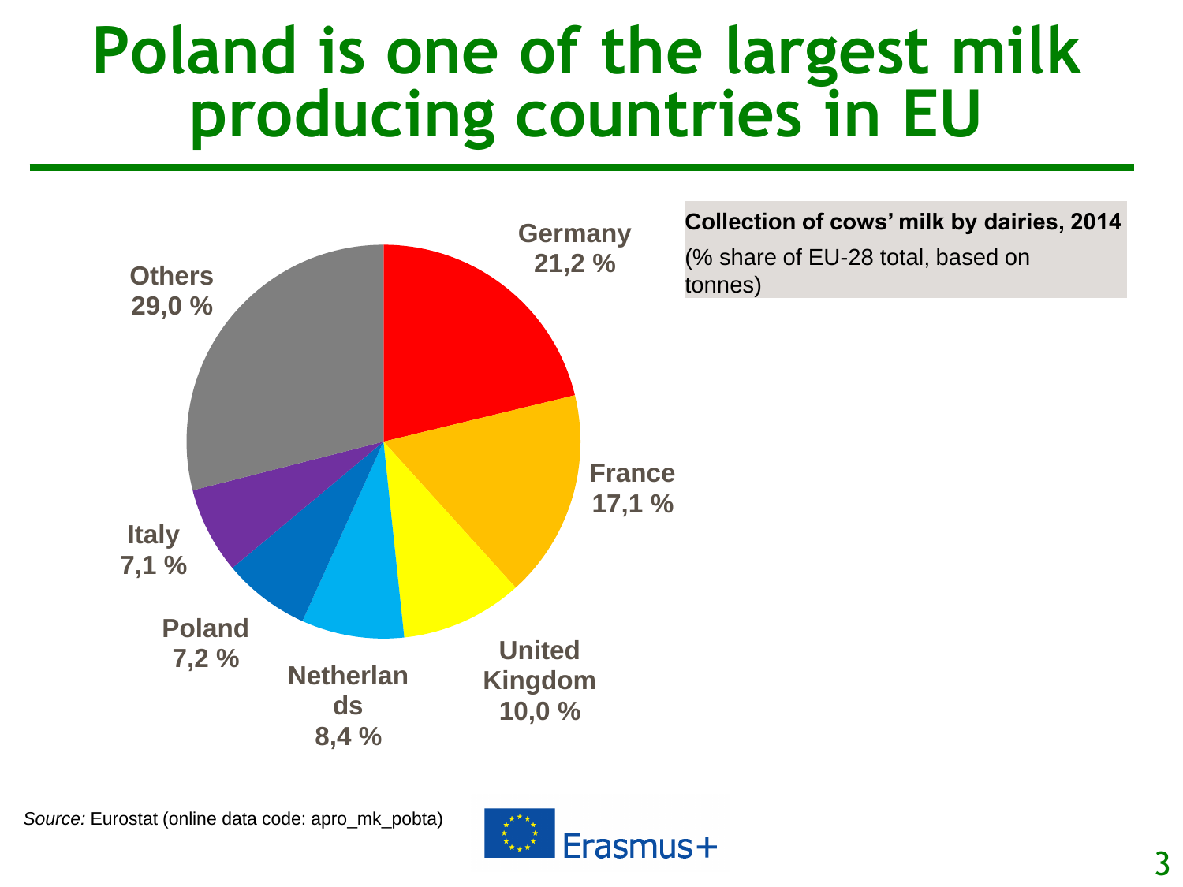# Poland is one of the largest milk producing countries in EU

**Collection of cows' milk by dairies, 2014**

(% share of EU-28 total, based on tonnes)

| Country | Share |
|---|---|
| Germany | 21,2 % |
| France | 17,1 % |
| United Kingdom | 10,0 % |
| Netherlands | 8,4 % |
| Poland | 7,2 % |
| Italy | 7,1 % |
| Others | 29,0 % |

*Source:* Eurostat (online data code: apro_mk_pobta)

Erasmus+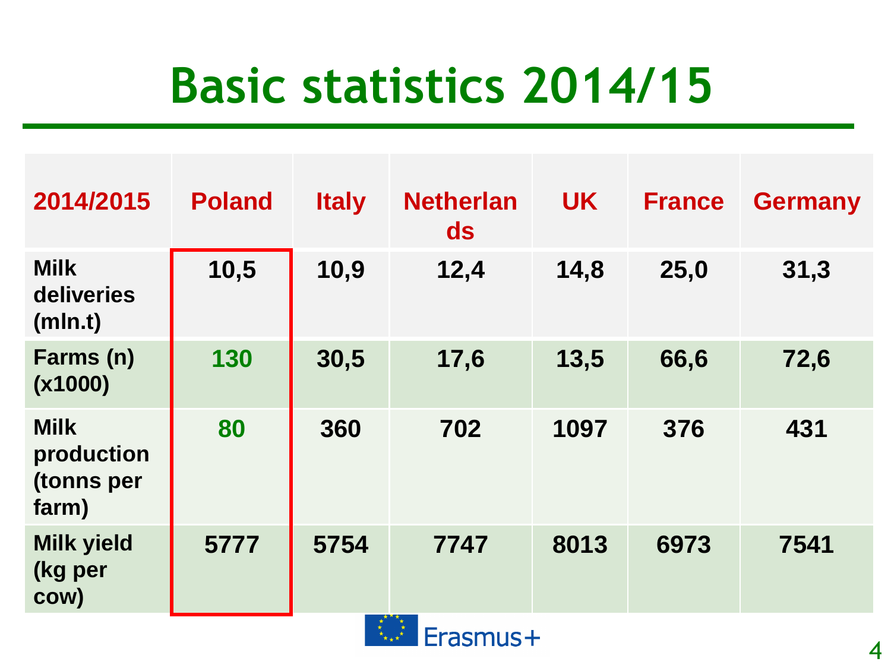# Basic statistics 2014/15

| 2014/2015 | Poland | Italy | Netherlands | UK | France | Germany |
|---|---|---|---|---|---|---|
| Milk deliveries (mln.t) | 10,5 | 10,9 | 12,4 | 14,8 | 25,0 | 31,3 |
| Farms (n) (x1000) | 130 | 30,5 | 17,6 | 13,5 | 66,6 | 72,6 |
| Milk production (tonns per farm) | 80 | 360 | 702 | 1097 | 376 | 431 |
| Milk yield (kg per cow) | 5777 | 5754 | 7747 | 8013 | 6973 | 7541 |

Erasmus+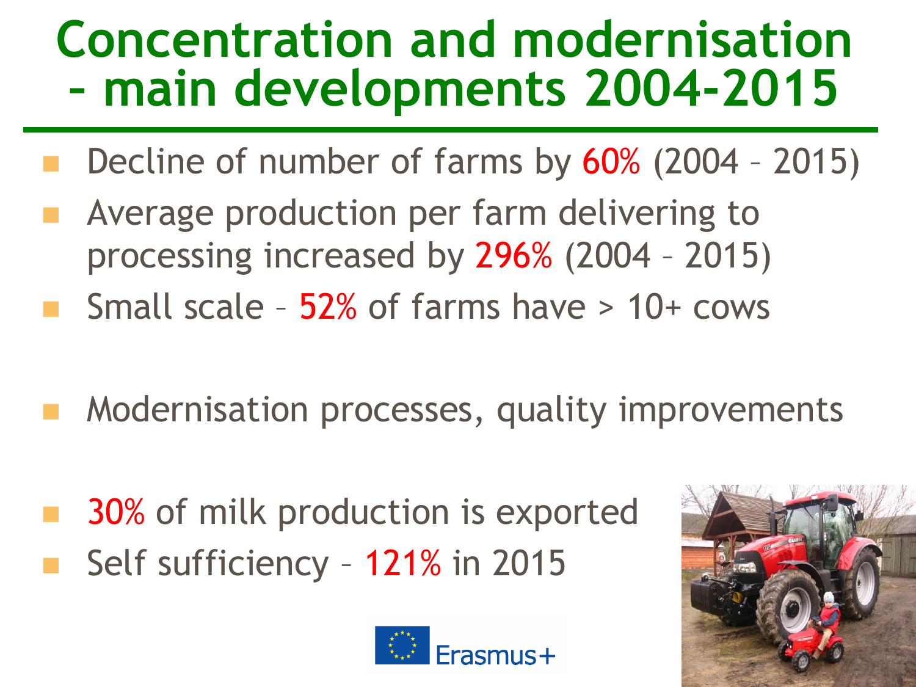# Concentration and modernisation - main developments 2004-2015

- Decline of number of farms by 60% (2004 – 2015)
- Average production per farm delivering to processing increased by 296% (2004 – 2015)
- Small scale – 52% of farms have > 10+ cows

- Modernisation processes, quality improvements

- 30% of milk production is exported
- Self sufficiency – 121% in 2015

Erasmus+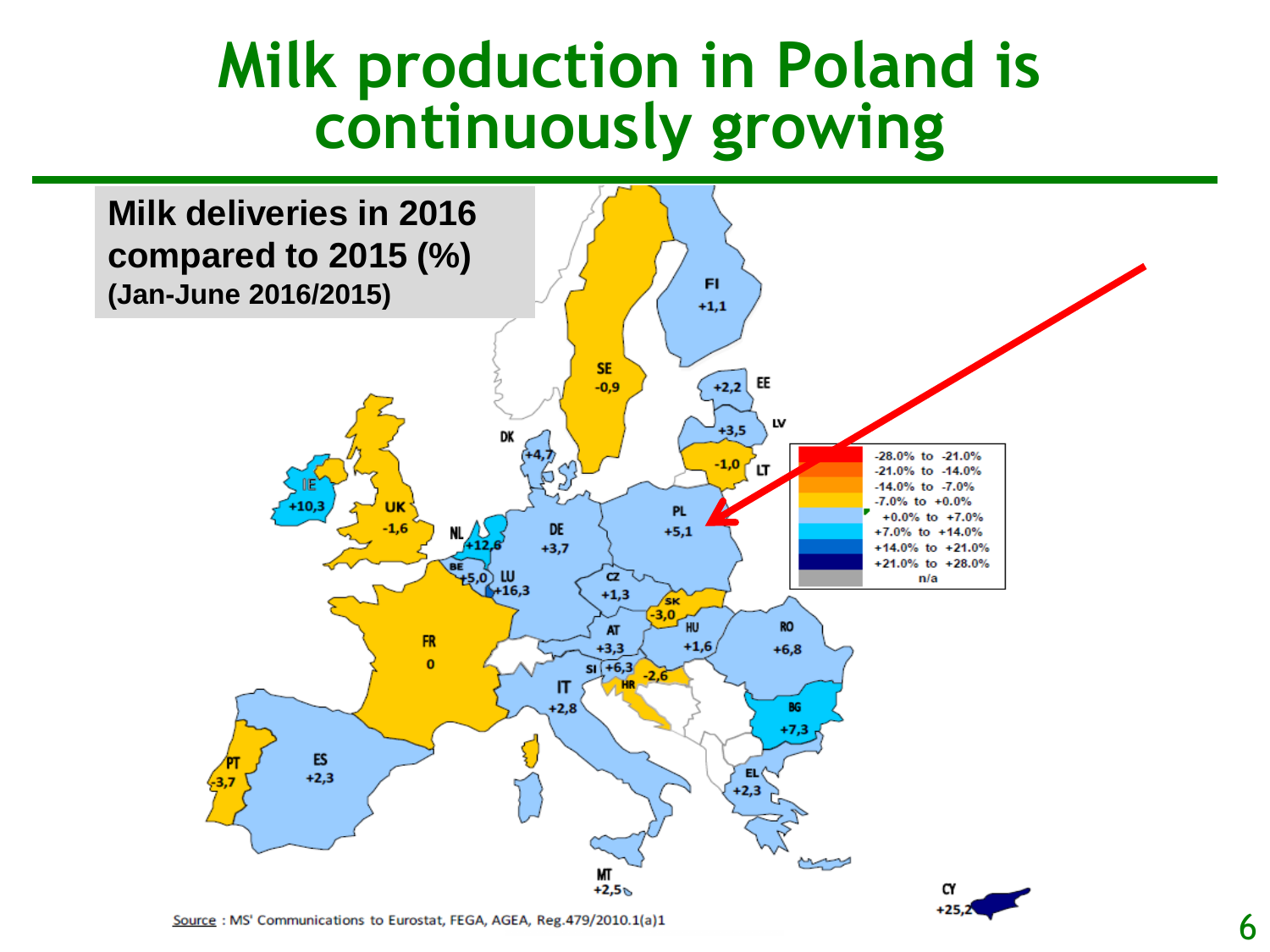# Milk production in Poland is continuously growing

**Milk deliveries in 2016 compared to 2015 (%)**
**(Jan-June 2016/2015)**

| Country | Change (%) |
|---|---|
| FI | +1,1 |
| SE | -0,9 |
| EE | +2,2 |
| LV | +3,5 |
| LT | -1,0 |
| DK | +4,7 |
| IE | +10,3 |
| UK | -1,6 |
| NL | +12,6 |
| DE | +3,7 |
| PL | +5,1 |
| BE | +5,0 |
| LU | +16,3 |
| CZ | +1,3 |
| SK | -3,0 |
| FR | 0 |
| AT | +3,3 |
| HU | +1,6 |
| RO | +6,8 |
| SI | +6,3 |
| HR | -2,6 |
| IT | +2,8 |
| BG | +7,3 |
| PT | -3,7 |
| ES | +2,3 |
| EL | +2,3 |
| MT | +2,5 |
| CY | +25,2 |

Legend:
- -28.0% to -21.0%
- -21.0% to -14.0%
- -14.0% to -7.0%
- -7.0% to +0.0%
- +0.0% to +7.0%
- +7.0% to +14.0%
- +14.0% to +21.0%
- +21.0% to +28.0%
- n/a

Source : MS' Communications to Eurostat, FEGA, AGEA, Reg.479/2010.1(a)1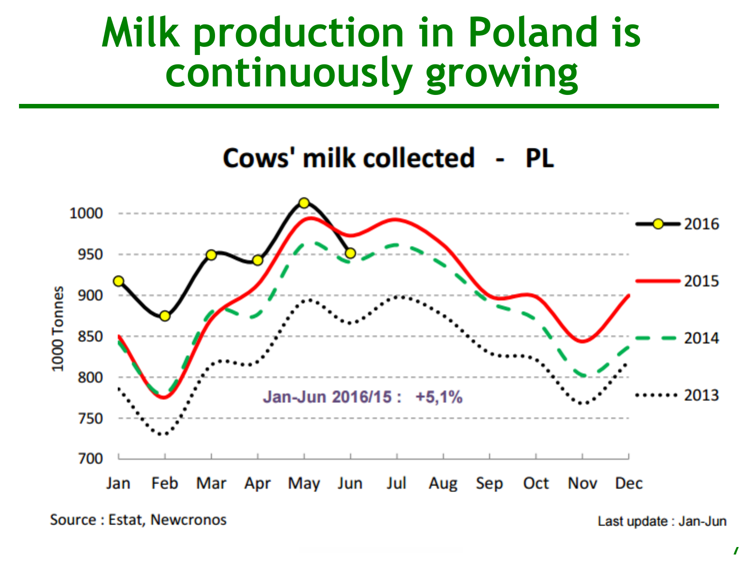# Milk production in Poland is continuously growing

**Cows' milk collected - PL**

Jan-Jun 2016/15 : +5,1%

Source : Estat, Newcronos

Last update : Jan-Jun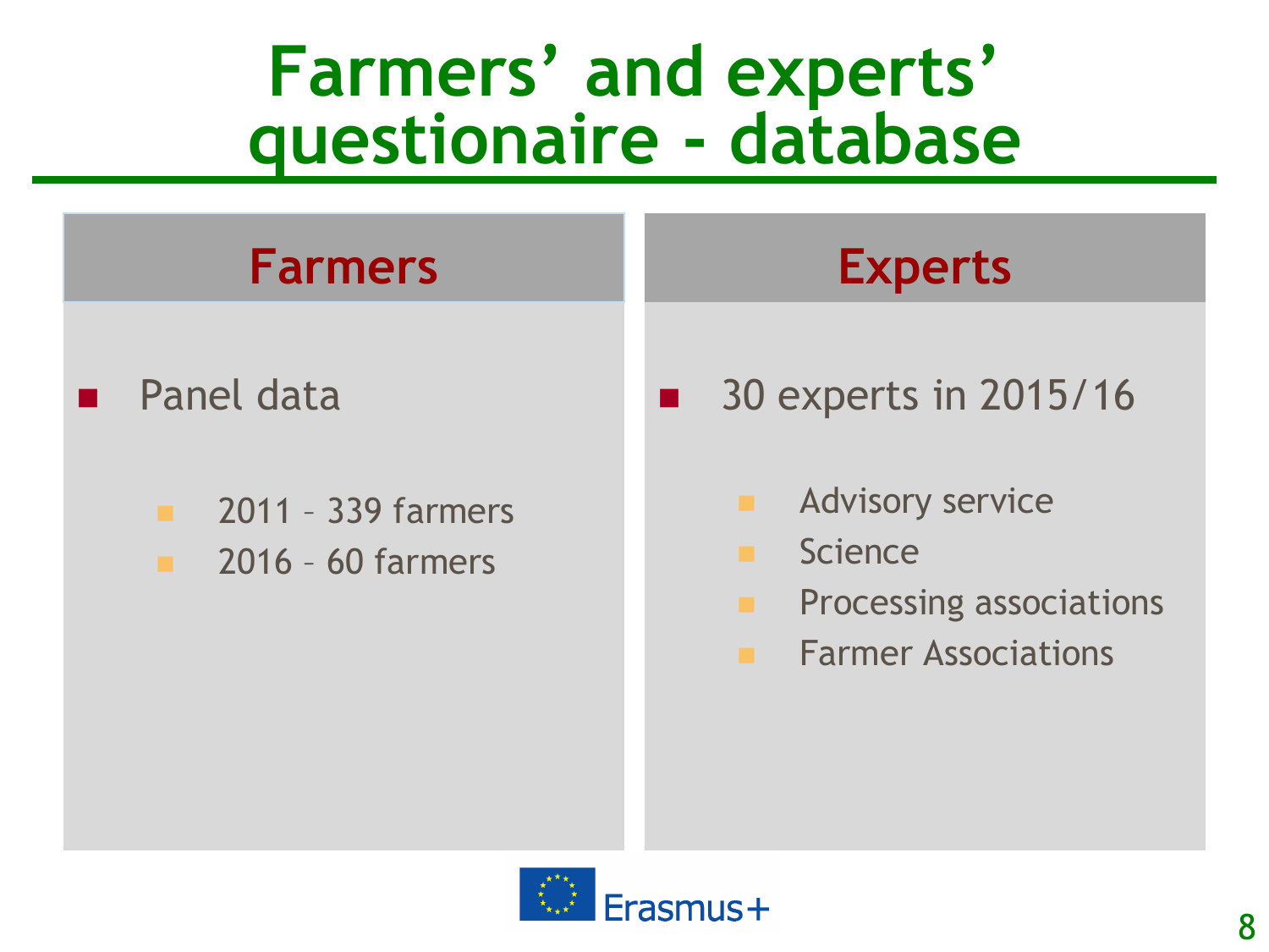# Farmers' and experts' questionaire - database

## Farmers

- Panel data
  - 2011 – 339 farmers
  - 2016 – 60 farmers

## Experts

- 30 experts in 2015/16
  - Advisory service
  - Science
  - Processing associations
  - Farmer Associations

Erasmus+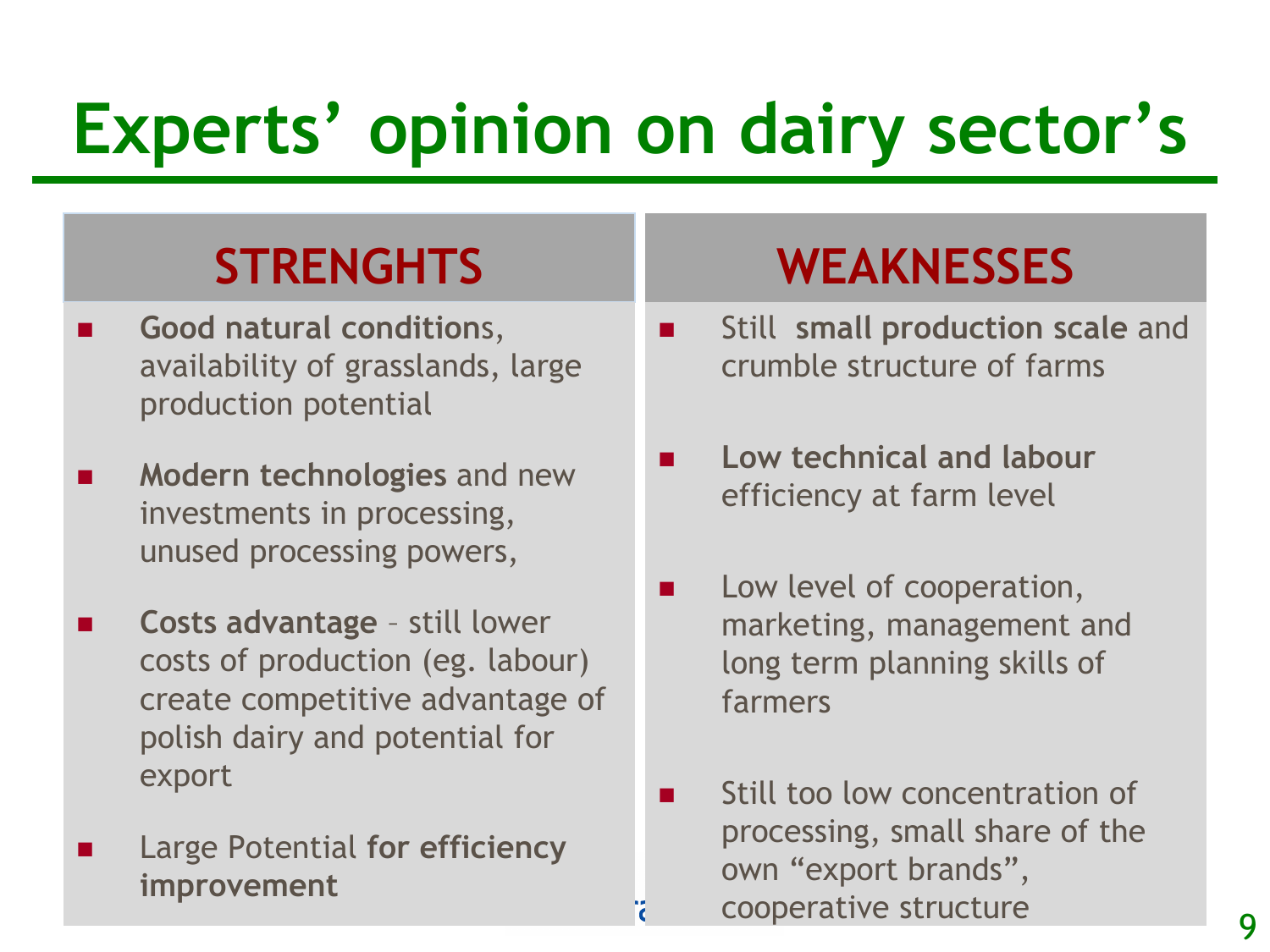# Experts' opinion on dairy sector's

## STRENGHTS

- **Good natural condition**s, availability of grasslands, large production potential
- **Modern technologies** and new investments in processing, unused processing powers,
- **Costs advantage** – still lower costs of production (eg. labour) create competitive advantage of polish dairy and potential for export
- Large Potential **for efficiency improvement**

## WEAKNESSES

- Still **small production scale** and crumble structure of farms
- **Low technical and labour** efficiency at farm level
- Low level of cooperation, marketing, management and long term planning skills of farmers
- Still too low concentration of processing, small share of the own "export brands", cooperative structure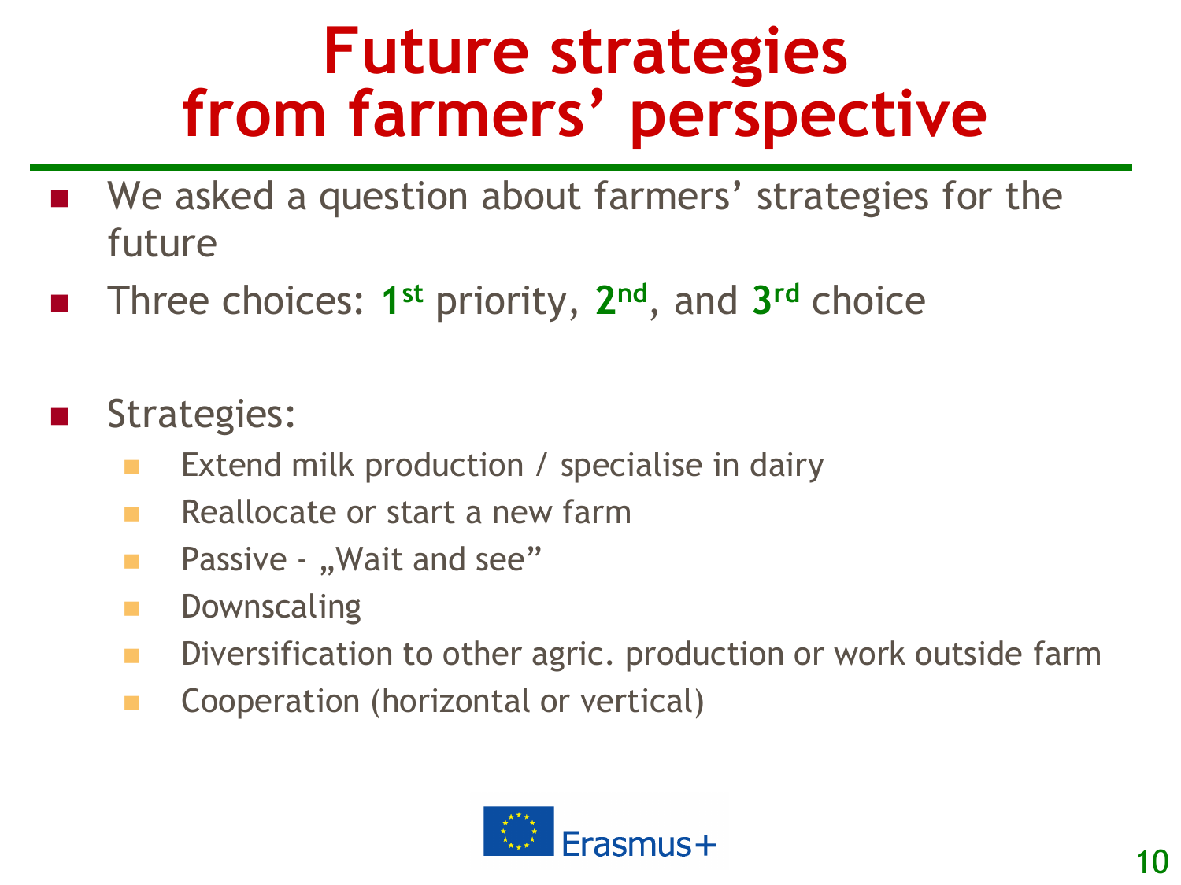# Future strategies from farmers' perspective

- We asked a question about farmers' strategies for the future
- Three choices: **1st** priority, **2nd**, and **3rd** choice

- Strategies:
  - Extend milk production / specialise in dairy
  - Reallocate or start a new farm
  - Passive - „Wait and see"
  - Downscaling
  - Diversification to other agric. production or work outside farm
  - Cooperation (horizontal or vertical)

Erasmus+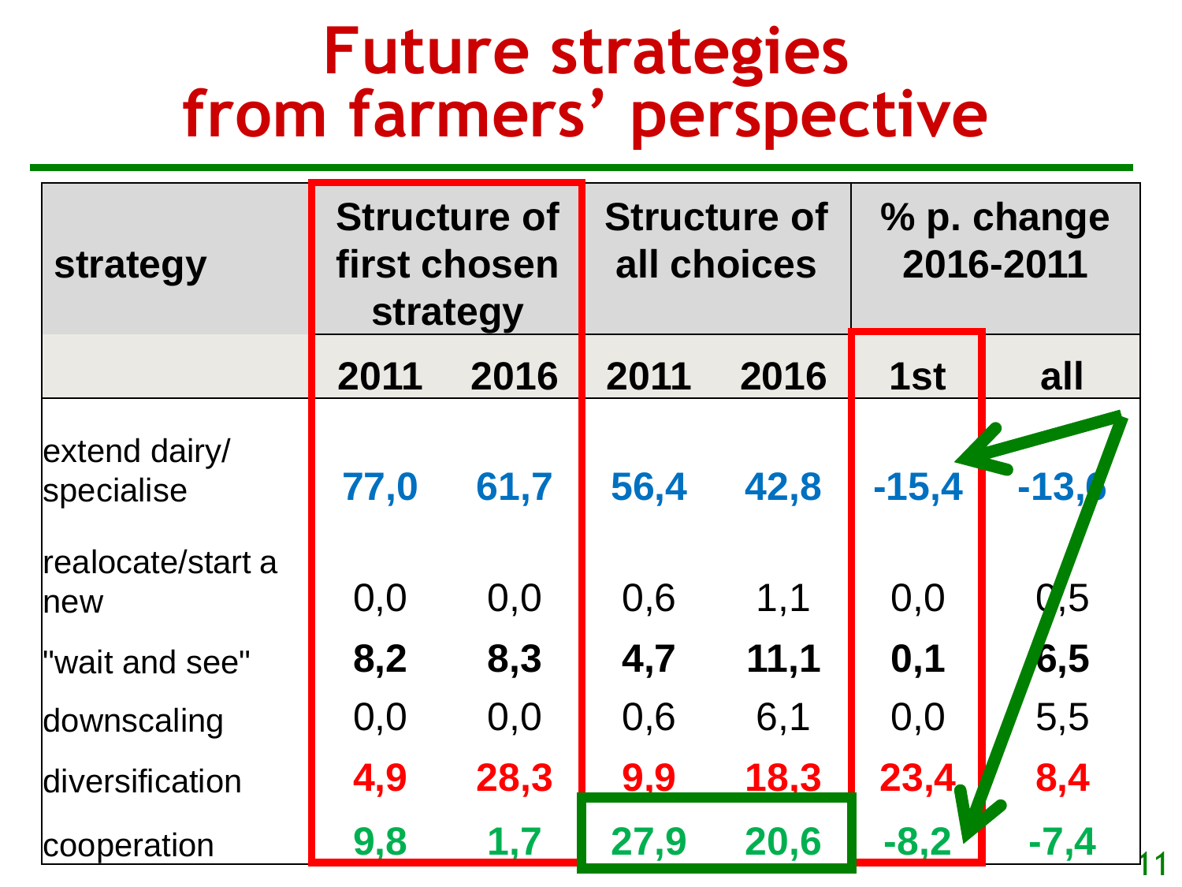# Future strategies from farmers' perspective

| strategy | Structure of first chosen strategy | | Structure of all choices | | % p. change 2016-2011 | |
|---|---|---|---|---|---|---|
| | 2011 | 2016 | 2011 | 2016 | 1st | all |
| extend dairy/ specialise | 77,0 | 61,7 | 56,4 | 42,8 | -15,4 | -13,6 |
| realocate/start a new | 0,0 | 0,0 | 0,6 | 1,1 | 0,0 | 0,5 |
| "wait and see" | **8,2** | **8,3** | **4,7** | **11,1** | **0,1** | **6,5** |
| downscaling | 0,0 | 0,0 | 0,6 | 6,1 | 0,0 | 5,5 |
| diversification | 4,9 | 28,3 | 9,9 | 18,3 | 23,4 | 8,4 |
| cooperation | 9,8 | 1,7 | 27,9 | 20,6 | -8,2 | -7,4 |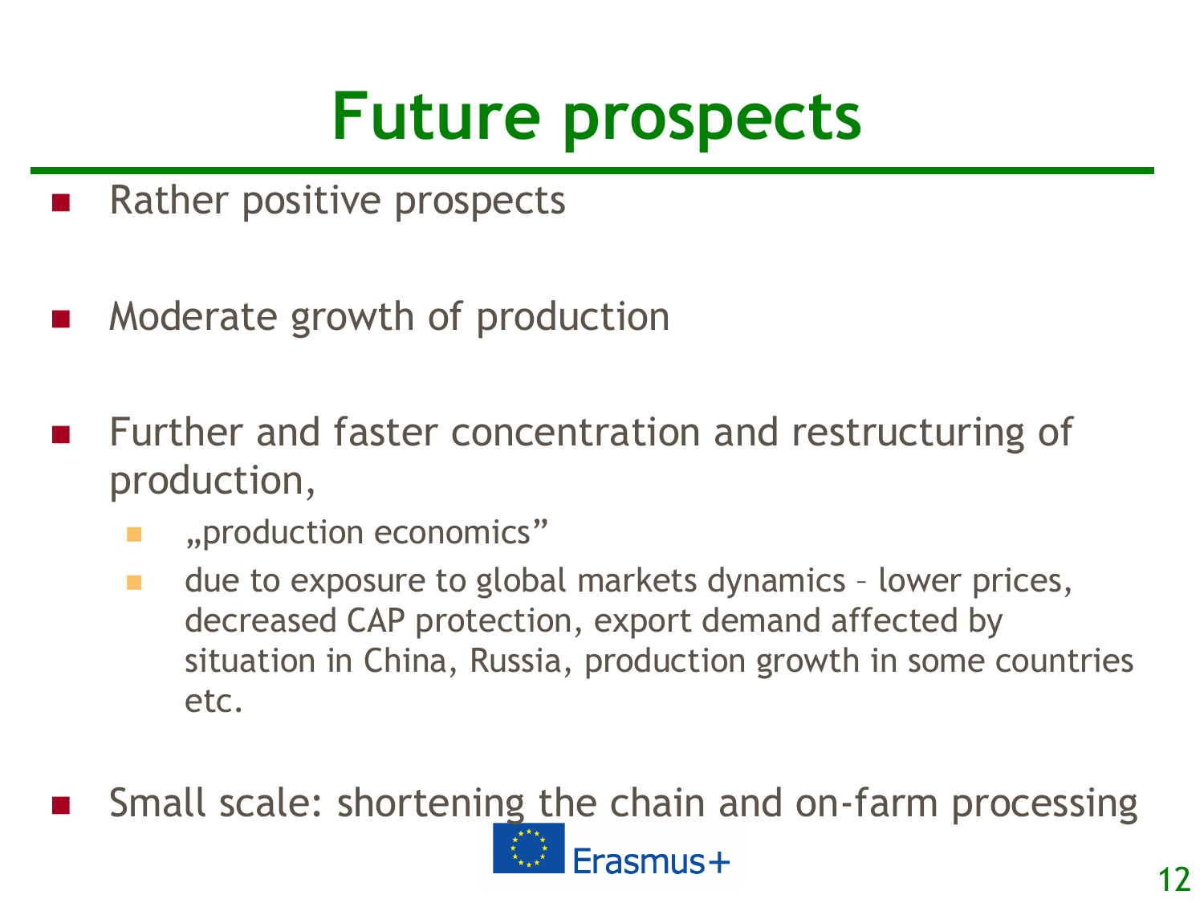# Future prospects

- Rather positive prospects
- Moderate growth of production
- Further and faster concentration and restructuring of production,
  - „production economics"
  - due to exposure to global markets dynamics – lower prices, decreased CAP protection, export demand affected by situation in China, Russia, production growth in some countries etc.
- Small scale: shortening the chain and on-farm processing

Erasmus+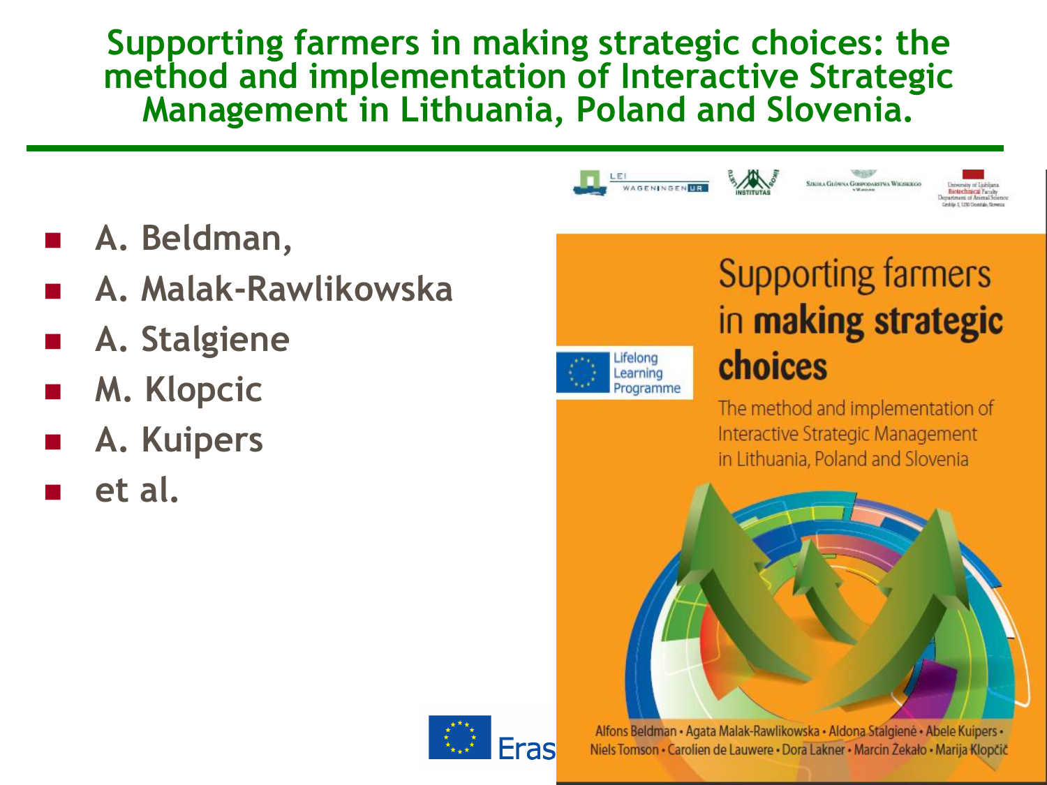# Supporting farmers in making strategic choices: the method and implementation of Interactive Strategic Management in Lithuania, Poland and Slovenia.

- A. Beldman,
- A. Malak-Rawlikowska
- A. Stalgiene
- M. Klopcic
- A. Kuipers
- et al.

LEI WAGENINGEN UR

INSTITUTAS

Szkoła Główna Gospodarstwa Wiejskiego w Warszawie

University of Ljubljana Biotechnical Faculty Department of Animal Science Groblje 3, 1230 Domžale, Slovenia

Lifelong Learning Programme

Supporting farmers in **making strategic choices**

The method and implementation of Interactive Strategic Management in Lithuania, Poland and Slovenia

Alfons Beldman • Agata Malak-Rawlikowska • Aldona Stalgienė • Abele Kuipers • Niels Tomson • Carolien de Lauwere • Dora Lakner • Marcin Żekało • Marija Klopčič

Eras